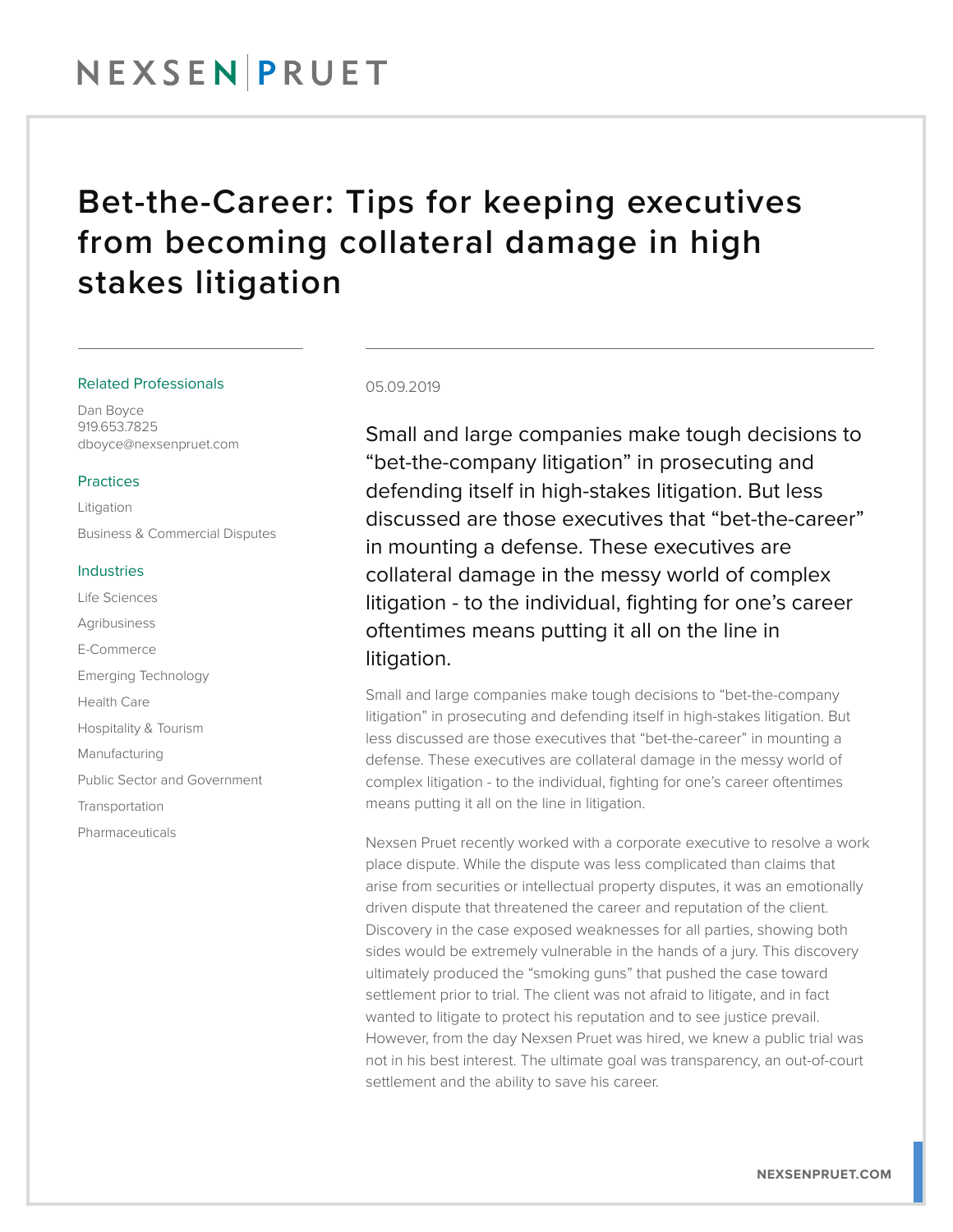NEXSEN | PRUET

# Bet-the-Career: Tips for keeping executives from becoming collateral damage in high stakes litigation

**Related Professionals**

Dan Boyce
919.653.7825
dboyce@nexsenpruet.com

**Practices**

Litigation

Business & Commercial Disputes

**Industries**

Life Sciences

Agribusiness

E-Commerce

Emerging Technology

Health Care

Hospitality & Tourism

Manufacturing

Public Sector and Government

Transportation

Pharmaceuticals

05.09.2019

Small and large companies make tough decisions to "bet-the-company litigation" in prosecuting and defending itself in high-stakes litigation. But less discussed are those executives that "bet-the-career" in mounting a defense. These executives are collateral damage in the messy world of complex litigation - to the individual, fighting for one's career oftentimes means putting it all on the line in litigation.

Small and large companies make tough decisions to "bet-the-company litigation" in prosecuting and defending itself in high-stakes litigation. But less discussed are those executives that "bet-the-career" in mounting a defense. These executives are collateral damage in the messy world of complex litigation - to the individual, fighting for one's career oftentimes means putting it all on the line in litigation.

Nexsen Pruet recently worked with a corporate executive to resolve a work place dispute. While the dispute was less complicated than claims that arise from securities or intellectual property disputes, it was an emotionally driven dispute that threatened the career and reputation of the client. Discovery in the case exposed weaknesses for all parties, showing both sides would be extremely vulnerable in the hands of a jury. This discovery ultimately produced the "smoking guns" that pushed the case toward settlement prior to trial. The client was not afraid to litigate, and in fact wanted to litigate to protect his reputation and to see justice prevail. However, from the day Nexsen Pruet was hired, we knew a public trial was not in his best interest. The ultimate goal was transparency, an out-of-court settlement and the ability to save his career.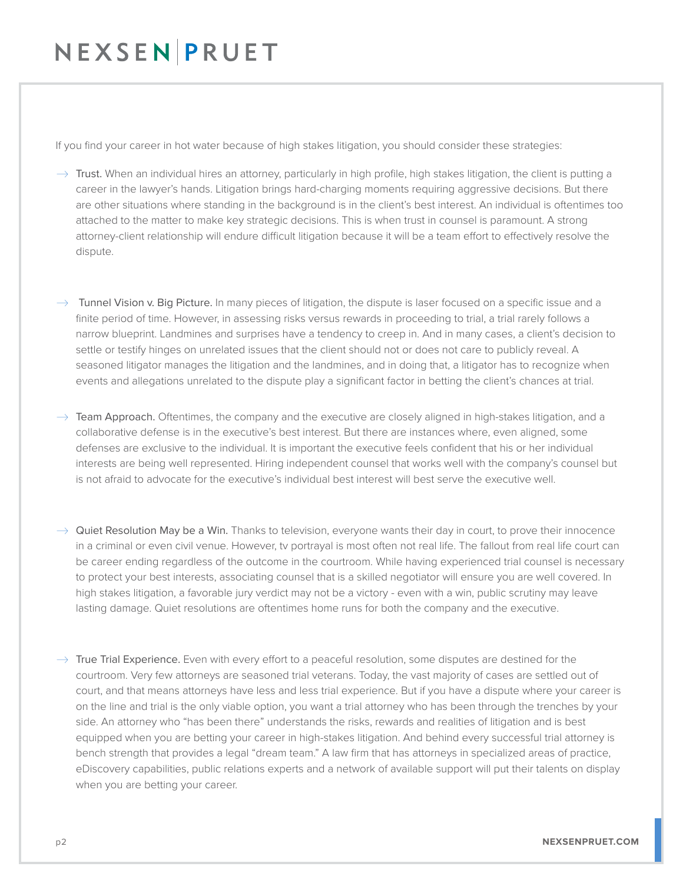If you find your career in hot water because of high stakes litigation, you should consider these strategies:

- Trust. When an individual hires an attorney, particularly in high profile, high stakes litigation, the client is putting a career in the lawyer's hands. Litigation brings hard-charging moments requiring aggressive decisions. But there are other situations where standing in the background is in the client's best interest. An individual is oftentimes too attached to the matter to make key strategic decisions. This is when trust in counsel is paramount. A strong attorney-client relationship will endure difficult litigation because it will be a team effort to effectively resolve the dispute.

- Tunnel Vision v. Big Picture. In many pieces of litigation, the dispute is laser focused on a specific issue and a finite period of time. However, in assessing risks versus rewards in proceeding to trial, a trial rarely follows a narrow blueprint. Landmines and surprises have a tendency to creep in. And in many cases, a client's decision to settle or testify hinges on unrelated issues that the client should not or does not care to publicly reveal. A seasoned litigator manages the litigation and the landmines, and in doing that, a litigator has to recognize when events and allegations unrelated to the dispute play a significant factor in betting the client's chances at trial.

- Team Approach. Oftentimes, the company and the executive are closely aligned in high-stakes litigation, and a collaborative defense is in the executive's best interest. But there are instances where, even aligned, some defenses are exclusive to the individual. It is important the executive feels confident that his or her individual interests are being well represented. Hiring independent counsel that works well with the company's counsel but is not afraid to advocate for the executive's individual best interest will best serve the executive well.

- Quiet Resolution May be a Win. Thanks to television, everyone wants their day in court, to prove their innocence in a criminal or even civil venue. However, tv portrayal is most often not real life. The fallout from real life court can be career ending regardless of the outcome in the courtroom. While having experienced trial counsel is necessary to protect your best interests, associating counsel that is a skilled negotiator will ensure you are well covered. In high stakes litigation, a favorable jury verdict may not be a victory - even with a win, public scrutiny may leave lasting damage. Quiet resolutions are oftentimes home runs for both the company and the executive.

- True Trial Experience. Even with every effort to a peaceful resolution, some disputes are destined for the courtroom. Very few attorneys are seasoned trial veterans. Today, the vast majority of cases are settled out of court, and that means attorneys have less and less trial experience. But if you have a dispute where your career is on the line and trial is the only viable option, you want a trial attorney who has been through the trenches by your side. An attorney who "has been there" understands the risks, rewards and realities of litigation and is best equipped when you are betting your career in high-stakes litigation. And behind every successful trial attorney is bench strength that provides a legal "dream team." A law firm that has attorneys in specialized areas of practice, eDiscovery capabilities, public relations experts and a network of available support will put their talents on display when you are betting your career.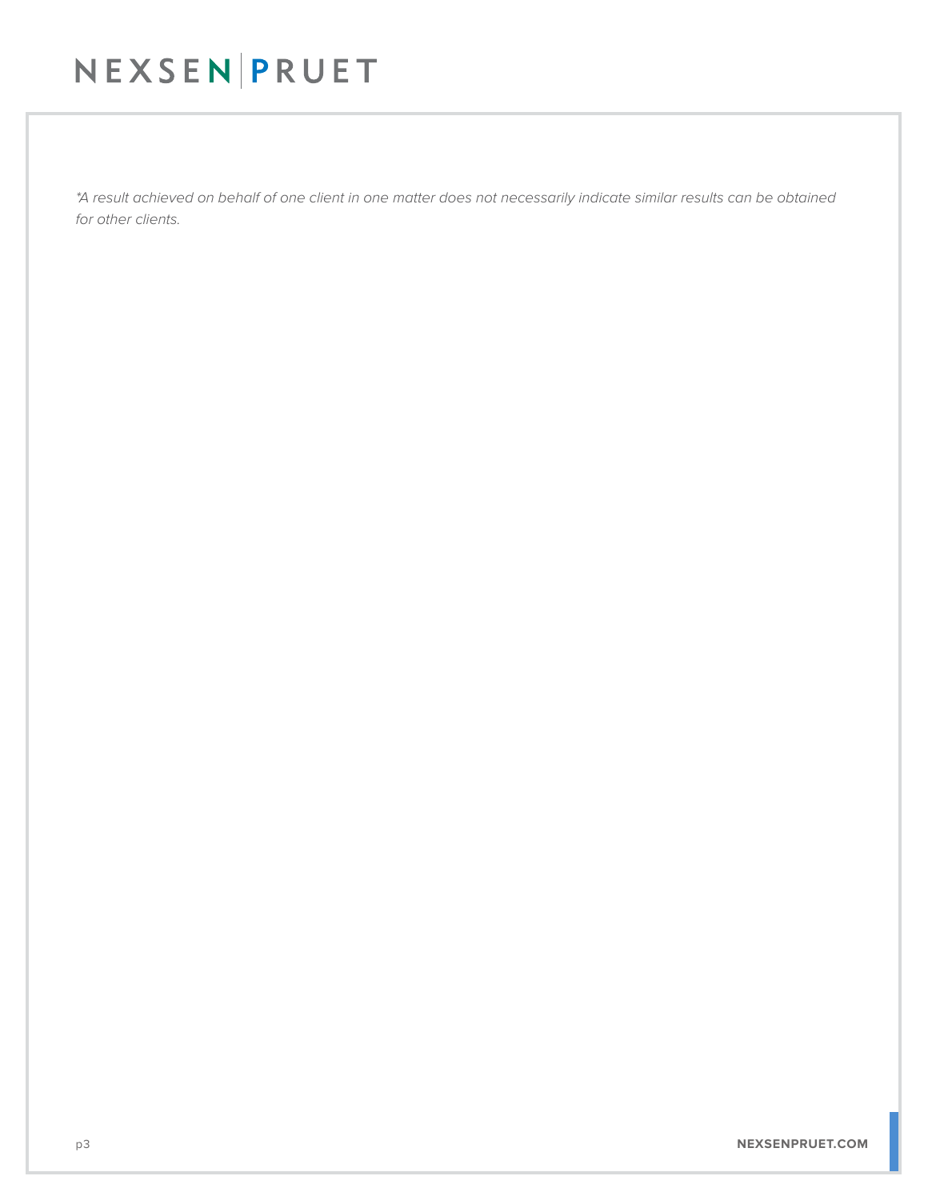*\*A result achieved on behalf of one client in one matter does not necessarily indicate similar results can be obtained for other clients.*